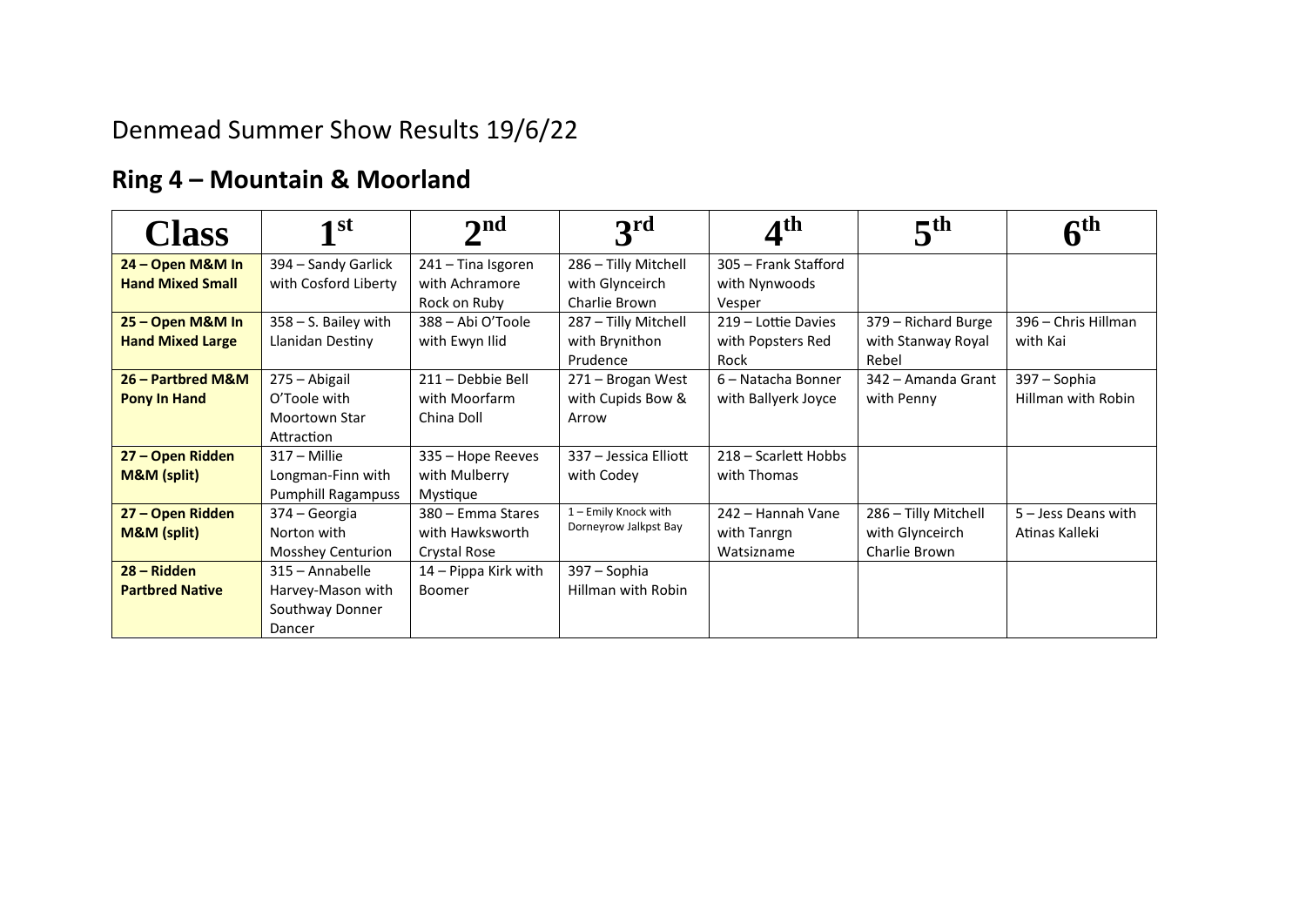# Denmead Summer Show Results 19/6/22

## Ring 4 – Mountain & Moorland

| Class | 1st | 2nd | 3rd | 4th | 5th | 6th |
|---|---|---|---|---|---|---|
| **24 – Open M&M In Hand Mixed Small** | 394 – Sandy Garlick with Cosford Liberty | 241 – Tina Isgoren with Achramore Rock on Ruby | 286 – Tilly Mitchell with Glynceirch Charlie Brown | 305 – Frank Stafford with Nynwoods Vesper | | |
| **25 – Open M&M In Hand Mixed Large** | 358 – S. Bailey with Llanidan Destiny | 388 – Abi O'Toole with Ewyn Ilid | 287 – Tilly Mitchell with Brynithon Prudence | 219 – Lottie Davies with Popsters Red Rock | 379 – Richard Burge with Stanway Royal Rebel | 396 – Chris Hillman with Kai |
| **26 – Partbred M&M Pony In Hand** | 275 – Abigail O'Toole with Moortown Star Attraction | 211 – Debbie Bell with Moorfarm China Doll | 271 – Brogan West with Cupids Bow & Arrow | 6 – Natacha Bonner with Ballyerk Joyce | 342 – Amanda Grant with Penny | 397 – Sophia Hillman with Robin |
| **27 – Open Ridden M&M (split)** | 317 – Millie Longman-Finn with Pumphill Ragampuss | 335 – Hope Reeves with Mulberry Mystique | 337 – Jessica Elliott with Codey | 218 – Scarlett Hobbs with Thomas | | |
| **27 – Open Ridden M&M (split)** | 374 – Georgia Norton with Mosshey Centurion | 380 – Emma Stares with Hawksworth Crystal Rose | 1 – Emily Knock with Dorneyrow Jalkpst Bay | 242 – Hannah Vane with Tanrgn Watsizname | 286 – Tilly Mitchell with Glynceirch Charlie Brown | 5 – Jess Deans with Atinas Kalleki |
| **28 – Ridden Partbred Native** | 315 – Annabelle Harvey-Mason with Southway Donner Dancer | 14 – Pippa Kirk with Boomer | 397 – Sophia Hillman with Robin | | | |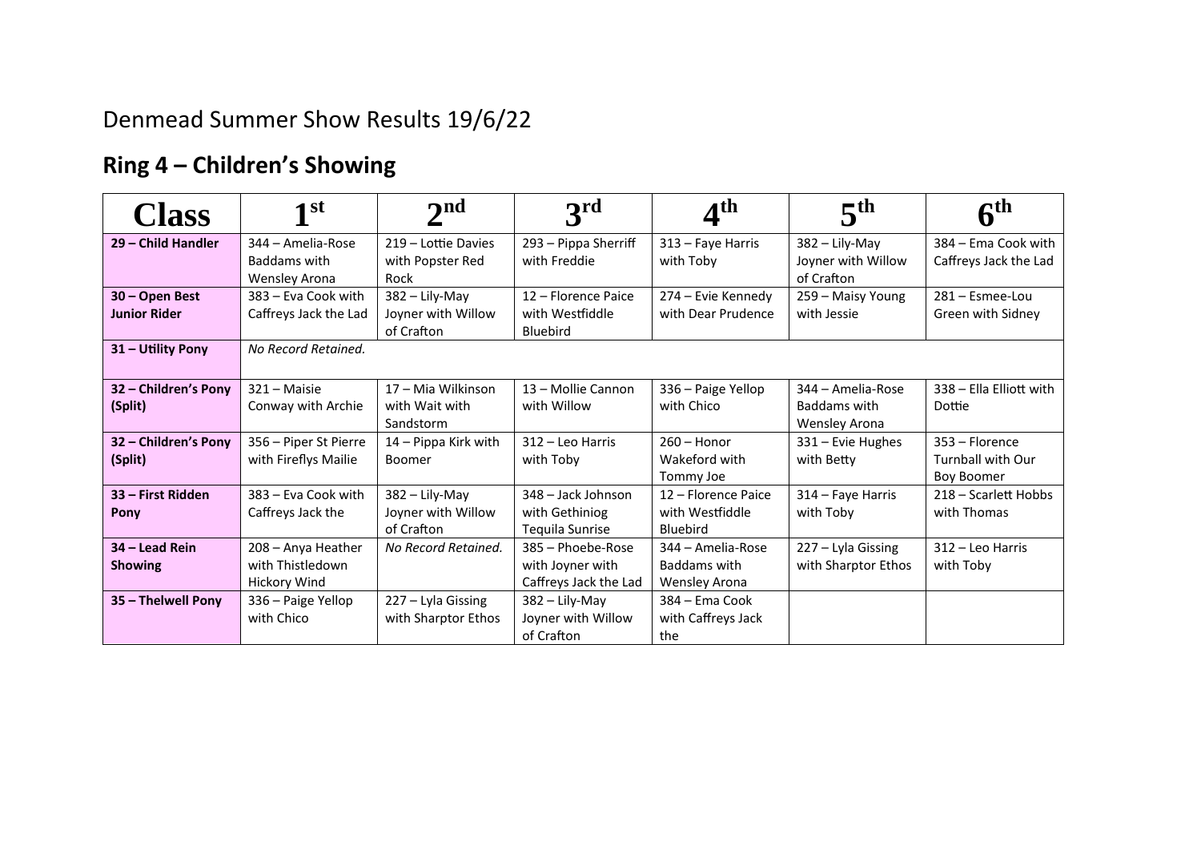Denmead Summer Show Results 19/6/22

## Ring 4 – Children's Showing

| Class | 1st | 2nd | 3rd | 4th | 5th | 6th |
|---|---|---|---|---|---|---|
| **29 – Child Handler** | 344 – Amelia-Rose Baddams with Wensley Arona | 219 – Lottie Davies with Popster Red Rock | 293 – Pippa Sherriff with Freddie | 313 – Faye Harris with Toby | 382 – Lily-May Joyner with Willow of Crafton | 384 – Ema Cook with Caffreys Jack the Lad |
| **30 – Open Best Junior Rider** | 383 – Eva Cook with Caffreys Jack the Lad | 382 – Lily-May Joyner with Willow of Crafton | 12 – Florence Paice with Westfiddle Bluebird | 274 – Evie Kennedy with Dear Prudence | 259 – Maisy Young with Jessie | 281 – Esmee-Lou Green with Sidney |
| **31 – Utility Pony** | *No Record Retained.* | | | | | |
| **32 – Children's Pony (Split)** | 321 – Maisie Conway with Archie | 17 – Mia Wilkinson with Wait with Sandstorm | 13 – Mollie Cannon with Willow | 336 – Paige Yellop with Chico | 344 – Amelia-Rose Baddams with Wensley Arona | 338 – Ella Elliott with Dottie |
| **32 – Children's Pony (Split)** | 356 – Piper St Pierre with Fireflys Mailie | 14 – Pippa Kirk with Boomer | 312 – Leo Harris with Toby | 260 – Honor Wakeford with Tommy Joe | 331 – Evie Hughes with Betty | 353 – Florence Turnball with Our Boy Boomer |
| **33 – First Ridden Pony** | 383 – Eva Cook with Caffreys Jack the | 382 – Lily-May Joyner with Willow of Crafton | 348 – Jack Johnson with Gethiniog Tequila Sunrise | 12 – Florence Paice with Westfiddle Bluebird | 314 – Faye Harris with Toby | 218 – Scarlett Hobbs with Thomas |
| **34 – Lead Rein Showing** | 208 – Anya Heather with Thistledown Hickory Wind | *No Record Retained.* | 385 – Phoebe-Rose with Joyner with Caffreys Jack the Lad | 344 – Amelia-Rose Baddams with Wensley Arona | 227 – Lyla Gissing with Sharptor Ethos | 312 – Leo Harris with Toby |
| **35 – Thelwell Pony** | 336 – Paige Yellop with Chico | 227 – Lyla Gissing with Sharptor Ethos | 382 – Lily-May Joyner with Willow of Crafton | 384 – Ema Cook with Caffreys Jack the | | |